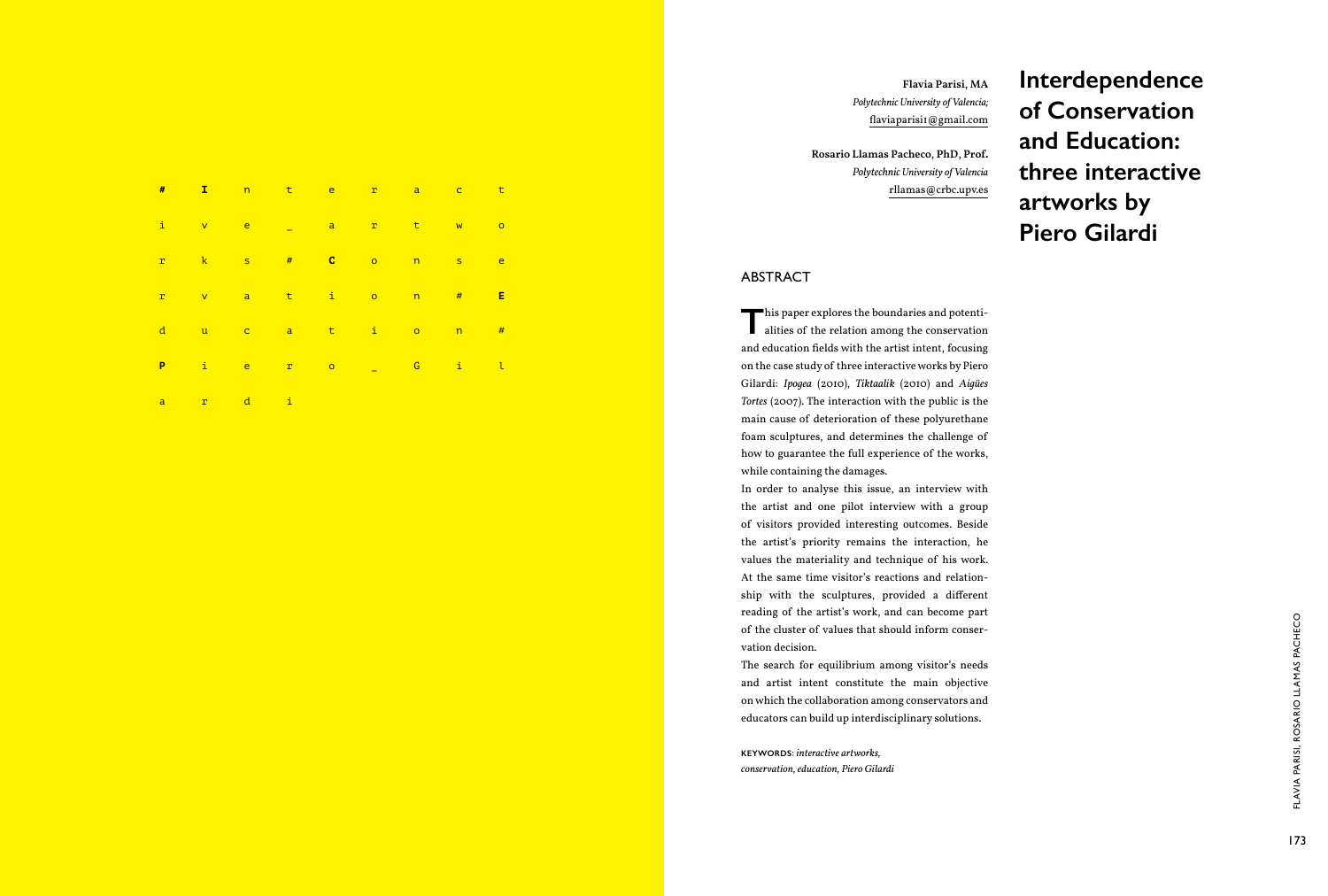# Interdependence of Conservation and Education: three interactive artworks by Piero Gilardi

**Flavia Parisi, MA**
*Polytechnic University of Valencia;*
flaviaparisi1@gmail.com

**Rosario Llamas Pacheco, PhD, Prof.**
*Polytechnic University of Valencia*
rllamas@crbc.upv.es

## ABSTRACT

This paper explores the boundaries and potentialities of the relation among the conservation and education fields with the artist intent, focusing on the case study of three interactive works by Piero Gilardi: *Ipogea* (2010), *Tiktaalik* (2010) and *Aigües Tortes* (2007). The interaction with the public is the main cause of deterioration of these polyurethane foam sculptures, and determines the challenge of how to guarantee the full experience of the works, while containing the damages.

In order to analyse this issue, an interview with the artist and one pilot interview with a group of visitors provided interesting outcomes. Beside the artist's priority remains the interaction, he values the materiality and technique of his work. At the same time visitor's reactions and relationship with the sculptures, provided a different reading of the artist's work, and can become part of the cluster of values that should inform conservation decision.

The search for equilibrium among visitor's needs and artist intent constitute the main objective on which the collaboration among conservators and educators can build up interdisciplinary solutions.

KEYWORDS: *interactive artworks, conservation, education, Piero Gilardi*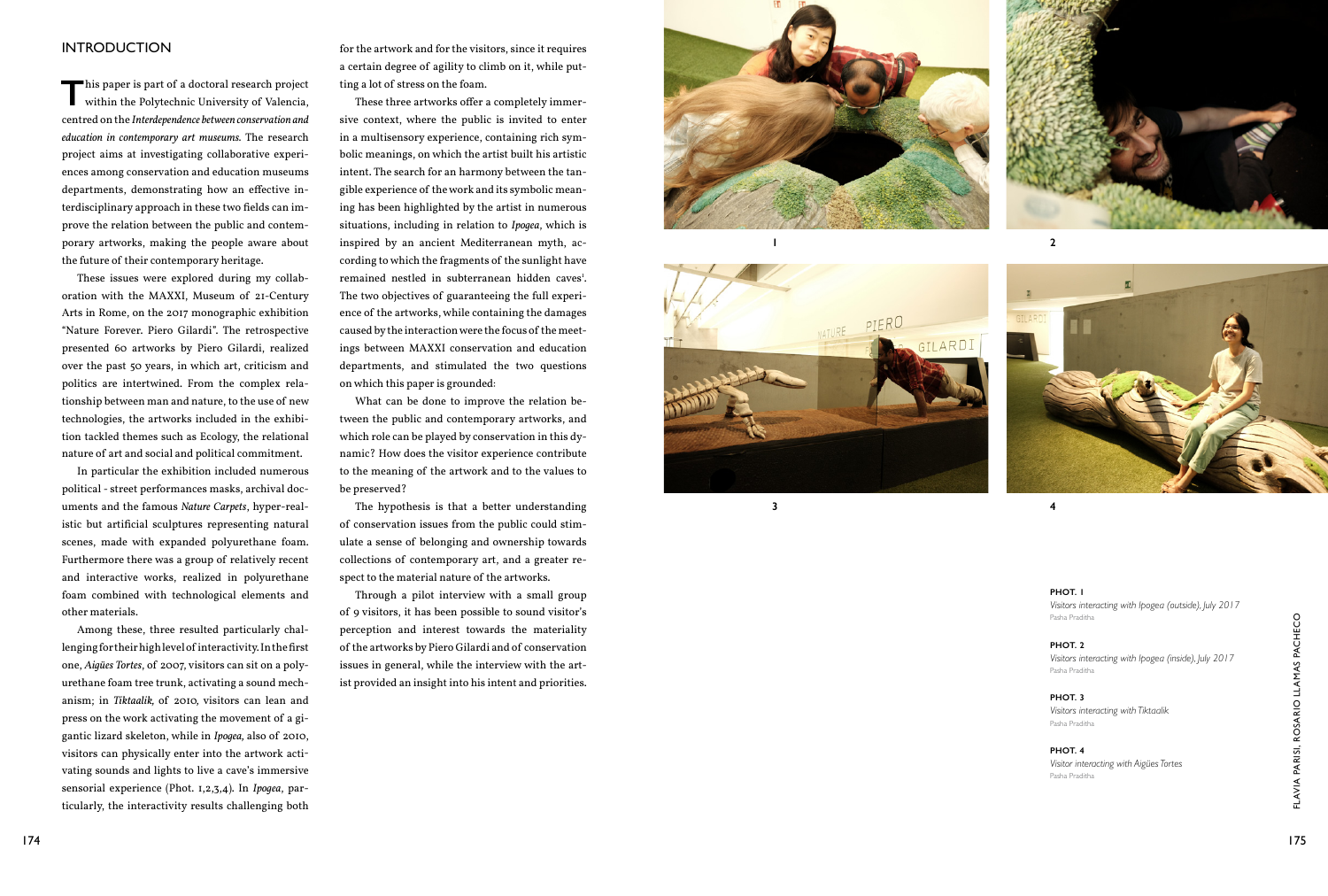## INTRODUCTION

This paper is part of a doctoral research project within the Polytechnic University of Valencia, centred on the *Interdependence between conservation and education in contemporary art museums*. The research project aims at investigating collaborative experiences among conservation and education museums departments, demonstrating how an effective interdisciplinary approach in these two fields can improve the relation between the public and contemporary artworks, making the people aware about the future of their contemporary heritage.

These issues were explored during my collaboration with the MAXXI, Museum of 21-Century Arts in Rome, on the 2017 monographic exhibition "Nature Forever. Piero Gilardi". The retrospective presented 60 artworks by Piero Gilardi, realized over the past 50 years, in which art, criticism and politics are intertwined. From the complex relationship between man and nature, to the use of new technologies, the artworks included in the exhibition tackled themes such as Ecology, the relational nature of art and social and political commitment.

In particular the exhibition included numerous political - street performances masks, archival documents and the famous *Nature Carpets*, hyper-realistic but artificial sculptures representing natural scenes, made with expanded polyurethane foam. Furthermore there was a group of relatively recent and interactive works, realized in polyurethane foam combined with technological elements and other materials.

Among these, three resulted particularly challenging for their high level of interactivity. In the first one, *Aigües Tortes*, of 2007, visitors can sit on a polyurethane foam tree trunk, activating a sound mechanism; in *Tiktaalik,* of 2010, visitors can lean and press on the work activating the movement of a gigantic lizard skeleton, while in *Ipogea,* also of 2010, visitors can physically enter into the artwork activating sounds and lights to live a cave's immersive sensorial experience (Phot. 1,2,3,4). In *Ipogea*, particularly, the interactivity results challenging both for the artwork and for the visitors, since it requires a certain degree of agility to climb on it, while putting a lot of stress on the foam.

These three artworks offer a completely immersive context, where the public is invited to enter in a multisensory experience, containing rich symbolic meanings, on which the artist built his artistic intent. The search for an harmony between the tangible experience of the work and its symbolic meaning has been highlighted by the artist in numerous situations, including in relation to *Ipogea*, which is inspired by an ancient Mediterranean myth, according to which the fragments of the sunlight have remained nestled in subterranean hidden caves[1]. The two objectives of guaranteeing the full experience of the artworks, while containing the damages caused by the interaction were the focus of the meetings between MAXXI conservation and education departments, and stimulated the two questions on which this paper is grounded:

What can be done to improve the relation between the public and contemporary artworks, and which role can be played by conservation in this dynamic? How does the visitor experience contribute to the meaning of the artwork and to the values to be preserved?

The hypothesis is that a better understanding of conservation issues from the public could stimulate a sense of belonging and ownership towards collections of contemporary art, and a greater respect to the material nature of the artworks.

Through a pilot interview with a small group of 9 visitors, it has been possible to sound visitor's perception and interest towards the materiality of the artworks by Piero Gilardi and of conservation issues in general, while the interview with the artist provided an insight into his intent and priorities.

**PHOT. 1**
*Visitors interacting with Ipogea (outside), July 2017*
Pasha Pradhita

**PHOT. 2**
*Visitors interacting with Ipogea (inside), July 2017*
Pasha Pradhita

**PHOT. 3**
*Visitors interacting with Tiktaalik*
Pasha Pradhita

**PHOT. 4**
*Visitor interacting with Aigües Tortes*
Pasha Pradhita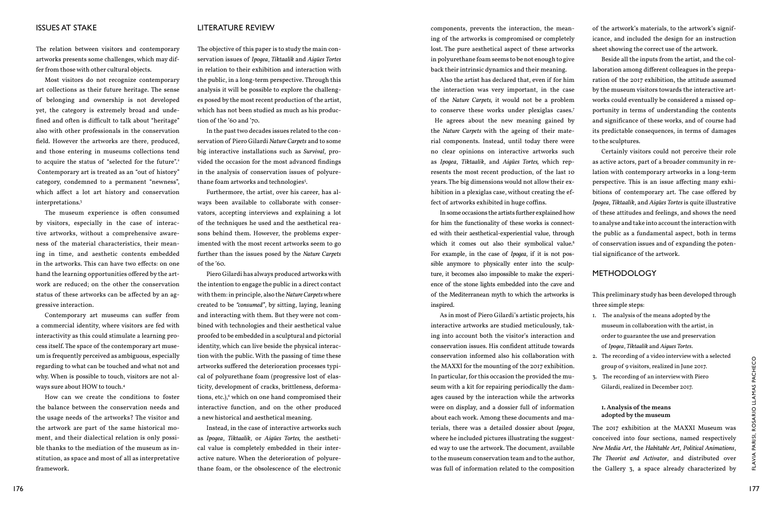## ISSUES AT STAKE

The relation between visitors and contemporary artworks presents some challenges, which may differ from those with other cultural objects.

Most visitors do not recognize contemporary art collections as their future heritage. The sense of belonging and ownership is not developed yet, the category is extremely broad and undefined and often is difficult to talk about "heritage" also with other professionals in the conservation field. However the artworks are there, produced, and those entering in museums collections tend to acquire the status of "selected for the future".[2] Contemporary art is treated as an "out of history" category, condemned to a permanent "newness", which affect a lot art history and conservation interpretations.[3]

The museum experience is often consumed by visitors, especially in the case of interactive artworks, without a comprehensive awareness of the material characteristics, their meaning in time, and aesthetic contents embedded in the artworks. This can have two effects: on one hand the learning opportunities offered by the artwork are reduced; on the other the conservation status of these artworks can be affected by an aggressive interaction.

Contemporary art museums can suffer from a commercial identity, where visitors are fed with interactivity as this could stimulate a learning process itself. The space of the contemporary art museum is frequently perceived as ambiguous, especially regarding to what can be touched and what not and why. When is possible to touch, visitors are not always sure about HOW to touch.[4]

How can we create the conditions to foster the balance between the conservation needs and the usage needs of the artworks? The visitor and the artwork are part of the same historical moment, and their dialectical relation is only possible thanks to the mediation of the museum as institution, as space and most of all as interpretative framework.

## LITERATURE REVIEW

The objective of this paper is to study the main conservation issues of *Ipogea*, *Tiktaalik* and *Aigües Tortes* in relation to their exhibition and interaction with the public, in a long-term perspective. Through this analysis it will be possible to explore the challenges posed by the most recent production of the artist, which has not been studied as much as his production of the '60 and '70.

In the past two decades issues related to the conservation of Piero Gilardi *Nature Carpets* and to some big interactive installations such as *Survival*, provided the occasion for the most advanced findings in the analysis of conservation issues of polyurethane foam artworks and technologies[5].

Furthermore, the artist, over his career, has always been available to collaborate with conservators, accepting interviews and explaining a lot of the techniques he used and the aesthetical reasons behind them. However, the problems experimented with the most recent artworks seem to go further than the issues posed by the *Nature Carpets* of the '60.

Piero Gilardi has always produced artworks with the intention to engage the public in a direct contact with them: in principle, also the *Nature Carpets* where created to be *"consumed"*, by sitting, laying, leaning and interacting with them. But they were not combined with technologies and their aesthetical value proofed to be embedded in a sculptural and pictorial identity, which can live beside the physical interaction with the public. With the passing of time these artworks suffered the deterioration processes typical of polyurethane foam (progressive lost of elasticity, development of cracks, brittleness, deformations, etc.),[6] which on one hand compromised their interactive function, and on the other produced a new historical and aesthetical meaning.

Instead, in the case of interactive artworks such as *Ipogea*, *Tiktaalik*, or *Aigües Tortes*, the aesthetical value is completely embedded in their interactive nature. When the deterioration of polyurethane foam, or the obsolescence of the electronic components, prevents the interaction, the meaning of the artworks is compromised or completely lost. The pure aesthetical aspect of these artworks in polyurethane foam seems to be not enough to give back their intrinsic dynamics and their meaning.

Also the artist has declared that, even if for him the interaction was very important, in the case of the *Nature Carpets*, it would not be a problem to conserve these works under plexiglas cases.[7] He agrees about the new meaning gained by the *Nature Carpets* with the ageing of their material components. Instead, until today there were no clear opinions on interactive artworks such as *Ipogea*, *Tiktaalik*, and *Aigües Tortes*, which represents the most recent production, of the last 10 years. The big dimensions would not allow their exhibition in a plexiglas case, without creating the effect of artworks exhibited in huge coffins.

In some occasions the artists further explained how for him the functionality of these works is connected with their aesthetical-experiential value, through which it comes out also their symbolical value.[8] For example, in the case of *Ipogea*, if it is not possible anymore to physically enter into the sculpture, it becomes also impossible to make the experience of the stone lights embedded into the cave and of the Mediterranean myth to which the artworks is inspired.

As in most of Piero Gilardi's artistic projects, his interactive artworks are studied meticulously, taking into account both the visitor's interaction and conservation issues. His confident attitude towards conservation informed also his collaboration with the MAXXI for the mounting of the 2017 exhibition. In particular, for this occasion the provided the museum with a kit for repairing periodically the damages caused by the interaction while the artworks were on display, and a dossier full of information about each work. Among these documents and materials, there was a detailed dossier about *Ipogea*, where he included pictures illustrating the suggested way to use the artwork. The document, available to the museum conservation team and to the author, was full of information related to the composition of the artwork's materials, to the artwork's significance, and included the design for an instruction sheet showing the correct use of the artwork.

Beside all the inputs from the artist, and the collaboration among different colleagues in the preparation of the 2017 exhibition, the attitude assumed by the museum visitors towards the interactive artworks could eventually be considered a missed opportunity in terms of understanding the contents and significance of these works, and of course had its predictable consequences, in terms of damages to the sculptures.

Certainly visitors could not perceive their role as active actors, part of a broader community in relation with contemporary artworks in a long-term perspective. This is an issue affecting many exhibitions of contemporary art. The case offered by *Ipogea*, *Tiktaalik*, and *Aigües Tortes* is quite illustrative of these attitudes and feelings, and shows the need to analyse and take into account the interaction with the public as a fundamental aspect, both in terms of conservation issues and of expanding the potential significance of the artwork.

## METHODOLOGY

This preliminary study has been developed through three simple steps:

1. The analysis of the means adopted by the museum in collaboration with the artist, in order to guarantee the use and preservation of *Ipogea*, *Tiktaalik* and *Aigues Tortes*.
2. The recording of a video interview with a selected group of 9 visitors, realized in June 2017.
3. The recording of an interview with Piero Gilardi, realized in December 2017.

### 1. Analysis of the means adopted by the museum

The 2017 exhibition at the MAXXI Museum was conceived into four sections, named respectively *New Media Art*, the *Habitable Art*, *Political Animations*, *The Theorist and Activator*, and distributed over the Gallery 3, a space already characterized by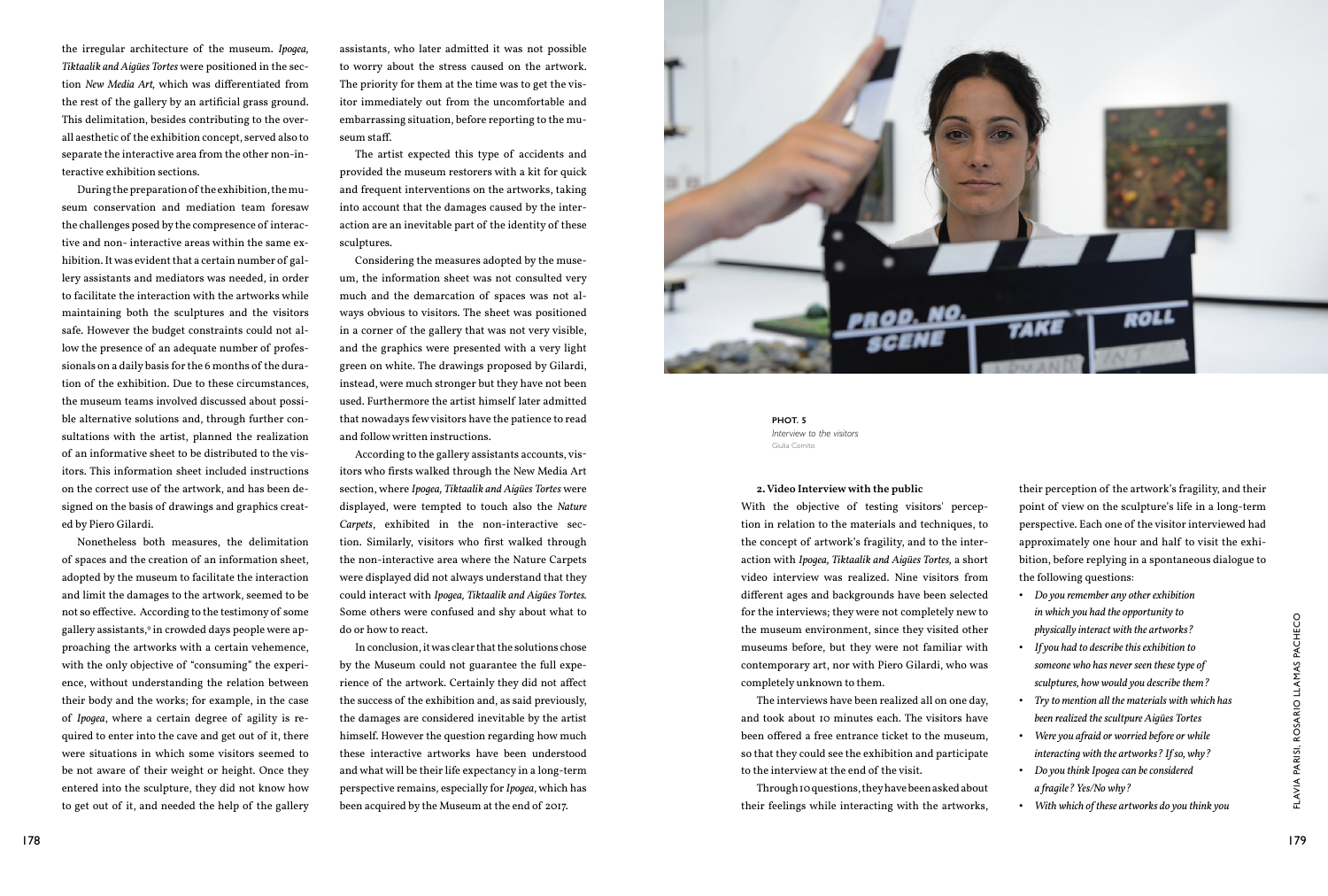the irregular architecture of the museum. *Ipogea, Tiktaalik and Aigües Tortes* were positioned in the section *New Media Art,* which was differentiated from the rest of the gallery by an artificial grass ground. This delimitation, besides contributing to the overall aesthetic of the exhibition concept, served also to separate the interactive area from the other non-interactive exhibition sections.

During the preparation of the exhibition, the museum conservation and mediation team foresaw the challenges posed by the compresence of interactive and non- interactive areas within the same exhibition. It was evident that a certain number of gallery assistants and mediators was needed, in order to facilitate the interaction with the artworks while maintaining both the sculptures and the visitors safe. However the budget constraints could not allow the presence of an adequate number of professionals on a daily basis for the 6 months of the duration of the exhibition. Due to these circumstances, the museum teams involved discussed about possible alternative solutions and, through further consultations with the artist, planned the realization of an informative sheet to be distributed to the visitors. This information sheet included instructions on the correct use of the artwork, and has been designed on the basis of drawings and graphics created by Piero Gilardi.

Nonetheless both measures, the delimitation of spaces and the creation of an information sheet, adopted by the museum to facilitate the interaction and limit the damages to the artwork, seemed to be not so effective. According to the testimony of some gallery assistants,[9] in crowded days people were approaching the artworks with a certain vehemence, with the only objective of "consuming" the experience, without understanding the relation between their body and the works; for example, in the case of *Ipogea*, where a certain degree of agility is required to enter into the cave and get out of it, there were situations in which some visitors seemed to be not aware of their weight or height. Once they entered into the sculpture, they did not know how to get out of it, and needed the help of the gallery assistants, who later admitted it was not possible to worry about the stress caused on the artwork. The priority for them at the time was to get the visitor immediately out from the uncomfortable and embarrassing situation, before reporting to the museum staff.

The artist expected this type of accidents and provided the museum restorers with a kit for quick and frequent interventions on the artworks, taking into account that the damages caused by the interaction are an inevitable part of the identity of these sculptures.

Considering the measures adopted by the museum, the information sheet was not consulted very much and the demarcation of spaces was not always obvious to visitors. The sheet was positioned in a corner of the gallery that was not very visible, and the graphics were presented with a very light green on white. The drawings proposed by Gilardi, instead, were much stronger but they have not been used. Furthermore the artist himself later admitted that nowadays few visitors have the patience to read and follow written instructions.

According to the gallery assistants accounts, visitors who firsts walked through the New Media Art section, where *Ipogea, Tiktaalik and Aigües Tortes* were displayed, were tempted to touch also the *Nature Carpets*, exhibited in the non-interactive section. Similarly, visitors who first walked through the non-interactive area where the Nature Carpets were displayed did not always understand that they could interact with *Ipogea, Tiktaalik and Aigües Tortes.* Some others were confused and shy about what to do or how to react.

In conclusion, it was clear that the solutions chose by the Museum could not guarantee the full experience of the artwork. Certainly they did not affect the success of the exhibition and, as said previously, the damages are considered inevitable by the artist himself. However the question regarding how much these interactive artworks have been understood and what will be their life expectancy in a long-term perspective remains, especially for *Ipogea*, which has been acquired by the Museum at the end of 2017.

**PHOT. 5**
*Interview to the visitors*
Giulia Comito

**2. Video Interview with the public**

With the objective of testing visitors' perception in relation to the materials and techniques, to the concept of artwork's fragility, and to the interaction with *Ipogea, Tiktaalik and Aigües Tortes,* a short video interview was realized. Nine visitors from different ages and backgrounds have been selected for the interviews; they were not completely new to the museum environment, since they visited other museums before, but they were not familiar with contemporary art, nor with Piero Gilardi, who was completely unknown to them.

The interviews have been realized all on one day, and took about 10 minutes each. The visitors have been offered a free entrance ticket to the museum, so that they could see the exhibition and participate to the interview at the end of the visit.

Through 10 questions, they have been asked about their feelings while interacting with the artworks, their perception of the artwork's fragility, and their point of view on the sculpture's life in a long-term perspective. Each one of the visitor interviewed had approximately one hour and half to visit the exhibition, before replying in a spontaneous dialogue to the following questions:

- *Do you remember any other exhibition in which you had the opportunity to physically interact with the artworks?*
- *If you had to describe this exhibition to someone who has never seen these type of sculptures, how would you describe them?*
- *Try to mention all the materials with which has been realized the scultpure Aigües Tortes*
- *Were you afraid or worried before or while interacting with the artworks? If so, why?*
- *Do you think Ipogea can be considered a fragile? Yes/No why?*
- *With which of these artworks do you think you*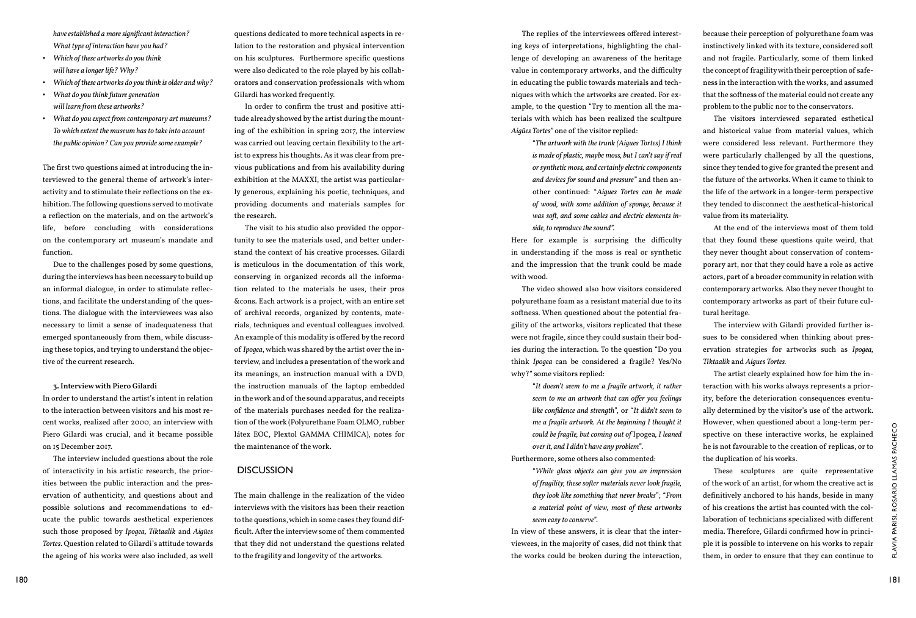*have established a more significant interaction? What type of interaction have you had?*

- *Which of these artworks do you think will have a longer life? Why?*
- *Which of these artworks do you think is older and why?*
- *What do you think future generation will learn from these artworks?*
- *What do you expect from contemporary art museums? To which extent the museum has to take into account the public opinion? Can you provide some example?*

The first two questions aimed at introducing the interviewed to the general theme of artwork's interactivity and to stimulate their reflections on the exhibition. The following questions served to motivate a reflection on the materials, and on the artwork's life, before concluding with considerations on the contemporary art museum's mandate and function.

Due to the challenges posed by some questions, during the interviews has been necessary to build up an informal dialogue, in order to stimulate reflections, and facilitate the understanding of the questions. The dialogue with the interviewees was also necessary to limit a sense of inadequateness that emerged spontaneously from them, while discussing these topics, and trying to understand the objective of the current research.

### 3. Interview with Piero Gilardi

In order to understand the artist's intent in relation to the interaction between visitors and his most recent works, realized after 2000, an interview with Piero Gilardi was crucial, and it became possible on 15 December 2017.

The interview included questions about the role of interactivity in his artistic research, the priorities between the public interaction and the preservation of authenticity, and questions about and possible solutions and recommendations to educate the public towards aesthetical experiences such those proposed by *Ipogea*, *Tiktaalik* and *Aigües Tortes*. Question related to Gilardi's attitude towards the ageing of his works were also included, as well questions dedicated to more technical aspects in relation to the restoration and physical intervention on his sculptures. Furthermore specific questions were also dedicated to the role played by his collaborators and conservation professionals with whom Gilardi has worked frequently.

In order to confirm the trust and positive attitude already showed by the artist during the mounting of the exhibition in spring 2017, the interview was carried out leaving certain flexibility to the artist to express his thoughts. As it was clear from previous publications and from his availability during exhibition at the MAXXI, the artist was particularly generous, explaining his poetic, techniques, and providing documents and materials samples for the research.

The visit to his studio also provided the opportunity to see the materials used, and better understand the context of his creative processes. Gilardi is meticulous in the documentation of this work, conserving in organized records all the information related to the materials he uses, their pros &cons. Each artwork is a project, with an entire set of archival records, organized by contents, materials, techniques and eventual colleagues involved. An example of this modality is offered by the record of *Ipogea*, which was shared by the artist over the interview, and includes a presentation of the work and its meanings, an instruction manual with a DVD, the instruction manuals of the laptop embedded in the work and of the sound apparatus, and receipts of the materials purchases needed for the realization of the work (Polyurethane Foam OLMO, rubber látex EOC, Plextol GAMMA CHIMICA), notes for the maintenance of the work.

## DISCUSSION

The main challenge in the realization of the video interviews with the visitors has been their reaction to the questions, which in some cases they found difficult. After the interview some of them commented that they did not understand the questions related to the fragility and longevity of the artworks.

The replies of the interviewees offered interesting keys of interpretations, highlighting the challenge of developing an awareness of the heritage value in contemporary artworks, and the difficulty in educating the public towards materials and techniques with which the artworks are created. For example, to the question "Try to mention all the materials with which has been realized the scultpure *Aigües Tortes*" one of the visitor replied:

> "*The artwork with the trunk (Aigues Tortes) I think is made of plastic, maybe moss, but I can't say if real or synthetic moss, and certainly electric components and devices for sound and pressure*" and then another continued: "*Aigues Tortes can be made of wood, with some addition of sponge, because it was soft, and some cables and electric elements inside, to reproduce the sound*".

Here for example is surprising the difficulty in understanding if the moss is real or synthetic and the impression that the trunk could be made with wood.

The video showed also how visitors considered polyurethane foam as a resistant material due to its softness. When questioned about the potential fragility of the artworks, visitors replicated that these were not fragile, since they could sustain their bodies during the interaction. To the question "Do you think *Ipogea* can be considered a fragile? Yes/No why?" some visitors replied:

> "*It doesn't seem to me a fragile artwork, it rather seem to me an artwork that can offer you feelings like confidence and strength*", or "*It didn't seem to me a fragile artwork. At the beginning I thought it could be fragile, but coming out of* Ipogea*, I leaned over it, and I didn't have any problem*".

Furthermore, some others also commented:

> "*While glass objects can give you an impression of fragility, these softer materials never look fragile, they look like something that never breaks*"; "*From a material point of view, most of these artworks seem easy to conserve*".

In view of these answers, it is clear that the interviewees, in the majority of cases, did not think that the works could be broken during the interaction, because their perception of polyurethane foam was instinctively linked with its texture, considered soft and not fragile. Particularly, some of them linked the concept of fragility with their perception of safeness in the interaction with the works, and assumed that the softness of the material could not create any problem to the public nor to the conservators.

The visitors interviewed separated esthetical and historical value from material values, which were considered less relevant. Furthermore they were particularly challenged by all the questions, since they tended to give for granted the present and the future of the artworks. When it came to think to the life of the artwork in a longer-term perspective they tended to disconnect the aesthetical-historical value from its materiality.

At the end of the interviews most of them told that they found these questions quite weird, that they never thought about conservation of contemporary art, nor that they could have a role as active actors, part of a broader community in relation with contemporary artworks. Also they never thought to contemporary artworks as part of their future cultural heritage.

The interview with Gilardi provided further issues to be considered when thinking about preservation strategies for artworks such as *Ipogea, Tiktaalik* and *Aigues Tortes*.

The artist clearly explained how for him the interaction with his works always represents a priority, before the deterioration consequences eventually determined by the visitor's use of the artwork. However, when questioned about a long-term perspective on these interactive works, he explained he is not favourable to the creation of replicas, or to the duplication of his works.

These sculptures are quite representative of the work of an artist, for whom the creative act is definitively anchored to his hands, beside in many of his creations the artist has counted with the collaboration of technicians specialized with different media. Therefore, Gilardi confirmed how in principle it is possible to intervene on his works to repair them, in order to ensure that they can continue to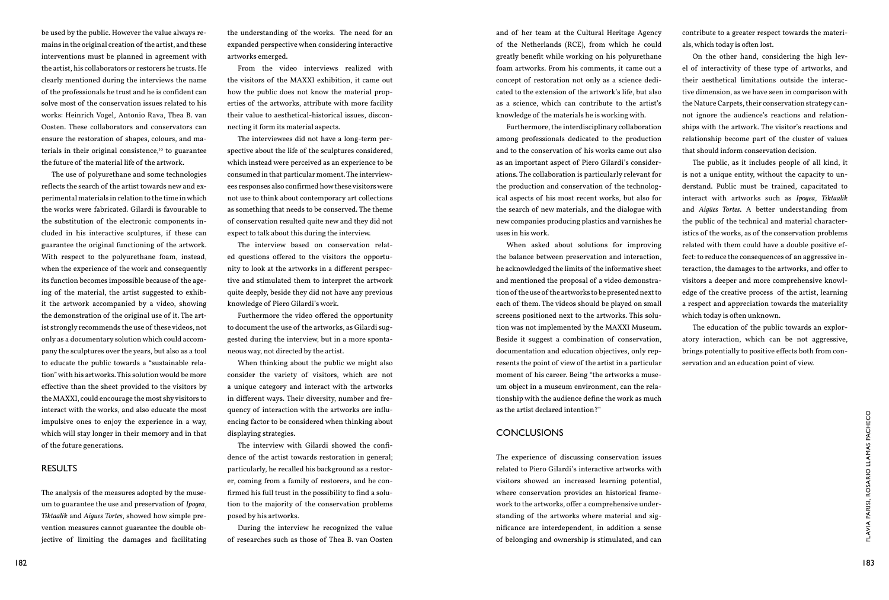be used by the public. However the value always remains in the original creation of the artist, and these interventions must be planned in agreement with the artist, his collaborators or restorers he trusts. He clearly mentioned during the interviews the name of the professionals he trust and he is confident can solve most of the conservation issues related to his works: Heinrich Vogel, Antonio Rava, Thea B. van Oosten. These collaborators and conservators can ensure the restoration of shapes, colours, and materials in their original consistence,[10] to guarantee the future of the material life of the artwork.

The use of polyurethane and some technologies reflects the search of the artist towards new and experimental materials in relation to the time in which the works were fabricated. Gilardi is favourable to the substitution of the electronic components included in his interactive sculptures, if these can guarantee the original functioning of the artwork. With respect to the polyurethane foam, instead, when the experience of the work and consequently its function becomes impossible because of the ageing of the material, the artist suggested to exhibit the artwork accompanied by a video, showing the demonstration of the original use of it. The artist strongly recommends the use of these videos, not only as a documentary solution which could accompany the sculptures over the years, but also as a tool to educate the public towards a "sustainable relation" with his artworks. This solution would be more effective than the sheet provided to the visitors by the MAXXI, could encourage the most shy visitors to interact with the works, and also educate the most impulsive ones to enjoy the experience in a way, which will stay longer in their memory and in that of the future generations.

## RESULTS

The analysis of the measures adopted by the museum to guarantee the use and preservation of *Ipogea*, *Tiktaalik* and *Aigues Tortes*, showed how simple prevention measures cannot guarantee the double objective of limiting the damages and facilitating the understanding of the works. The need for an expanded perspective when considering interactive artworks emerged.

From the video interviews realized with the visitors of the MAXXI exhibition, it came out how the public does not know the material properties of the artworks, attribute with more facility their value to aesthetical-historical issues, disconnecting it form its material aspects.

The interviewees did not have a long-term perspective about the life of the sculptures considered, which instead were perceived as an experience to be consumed in that particular moment. The interviewees responses also confirmed how these visitors were not use to think about contemporary art collections as something that needs to be conserved. The theme of conservation resulted quite new and they did not expect to talk about this during the interview.

The interview based on conservation related questions offered to the visitors the opportunity to look at the artworks in a different perspective and stimulated them to interpret the artwork quite deeply, beside they did not have any previous knowledge of Piero Gilardi's work.

Furthermore the video offered the opportunity to document the use of the artworks, as Gilardi suggested during the interview, but in a more spontaneous way, not directed by the artist.

When thinking about the public we might also consider the variety of visitors, which are not a unique category and interact with the artworks in different ways. Their diversity, number and frequency of interaction with the artworks are influencing factor to be considered when thinking about displaying strategies.

The interview with Gilardi showed the confidence of the artist towards restoration in general; particularly, he recalled his background as a restorer, coming from a family of restorers, and he confirmed his full trust in the possibility to find a solution to the majority of the conservation problems posed by his artworks.

During the interview he recognized the value of researches such as those of Thea B. van Oosten and of her team at the Cultural Heritage Agency of the Netherlands (RCE), from which he could greatly benefit while working on his polyurethane foam artworks. From his comments, it came out a concept of restoration not only as a science dedicated to the extension of the artwork's life, but also as a science, which can contribute to the artist's knowledge of the materials he is working with.

Furthermore, the interdisciplinary collaboration among professionals dedicated to the production and to the conservation of his works came out also as an important aspect of Piero Gilardi's considerations. The collaboration is particularly relevant for the production and conservation of the technological aspects of his most recent works, but also for the search of new materials, and the dialogue with new companies producing plastics and varnishes he uses in his work.

When asked about solutions for improving the balance between preservation and interaction, he acknowledged the limits of the informative sheet and mentioned the proposal of a video demonstration of the use of the artworks to be presented next to each of them. The videos should be played on small screens positioned next to the artworks. This solution was not implemented by the MAXXI Museum. Beside it suggest a combination of conservation, documentation and education objectives, only represents the point of view of the artist in a particular moment of his career. Being "the artworks a museum object in a museum environment, can the relationship with the audience define the work as much as the artist declared intention?"

## CONCLUSIONS

The experience of discussing conservation issues related to Piero Gilardi's interactive artworks with visitors showed an increased learning potential, where conservation provides an historical framework to the artworks, offer a comprehensive understanding of the artworks where material and significance are interdependent, in addition a sense of belonging and ownership is stimulated, and can contribute to a greater respect towards the materials, which today is often lost.

On the other hand, considering the high level of interactivity of these type of artworks, and their aesthetical limitations outside the interactive dimension, as we have seen in comparison with the Nature Carpets, their conservation strategy cannot ignore the audience's reactions and relationships with the artwork. The visitor's reactions and relationship become part of the cluster of values that should inform conservation decision.

The public, as it includes people of all kind, it is not a unique entity, without the capacity to understand. Public must be trained, capacitated to interact with artworks such as *Ipogea*, *Tiktaalik* and *Aigües Tortes*. A better understanding from the public of the technical and material characteristics of the works, as of the conservation problems related with them could have a double positive effect: to reduce the consequences of an aggressive interaction, the damages to the artworks, and offer to visitors a deeper and more comprehensive knowledge of the creative process of the artist, learning a respect and appreciation towards the materiality which today is often unknown.

The education of the public towards an exploratory interaction, which can be not aggressive, brings potentially to positive effects both from conservation and an education point of view.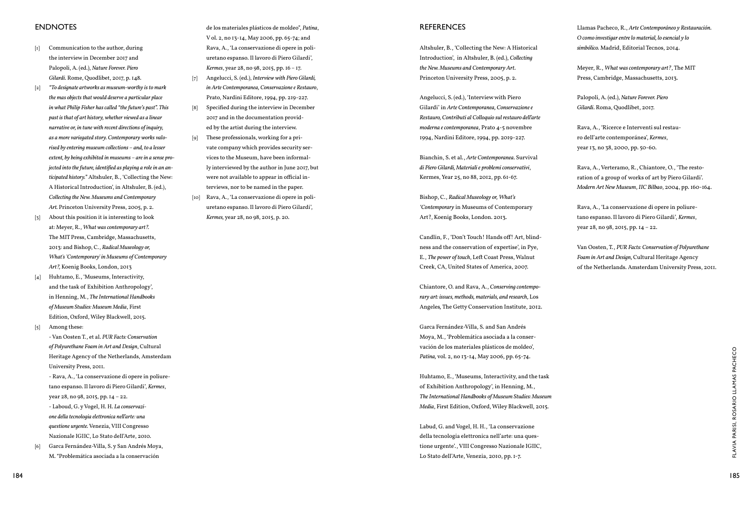## ENDNOTES

[1] Communication to the author, during the interview in December 2017 and Palopoli, A. (ed.), *Nature Forever. Piero Gilardi*. Rome, Quodlibet, 2017, p. 148.

[2] *"To designate artworks as museum-worthy is to mark the mas objects that would deserve a particular place in what Philip Fisher has called "the future's past". This past is that of art history, whether viewed as a linear narrative or, in tune with recent directions of inquiry, as a more variegated story. Contemporary works valorised by entering museum collections – and, to a lesser extent, by being exhibited in museums – are in a sense projected into the future, identified as playing a role in an anticipated history."* Altshuler, B., 'Collecting the New: A Historical Introduction', in Altshuler, B. (ed.), *Collecting the New. Museums and Contemporary Art*. Princeton University Press, 2005, p. 2.

[3] About this position it is interesting to look at: Meyer, R., *What was contemporary art?*. The MIT Press, Cambridge, Massachusetts, 2013: and Bishop, C., *Radical Museology or, What's 'Contemporary' in Museums of Contemporary Art?*, Koenig Books, London, 2013

[4] Huhtamo, E., 'Museums, Interactivity, and the task of Exhibition Anthropology', in Henning, M., *The International Handbooks of Museum Studies: Museum Media*, First Edition, Oxford, Wiley Blackwell, 2015.

[5] Among these:
- Van Oosten T., et al. *PUR Facts: Conservation of Polyurethane Foam in Art and Design*, Cultural Heritage Agency of the Netherlands, Amsterdam University Press, 2011.
- Rava, A., 'La conservazione di opere in poliuretano espanso. Il lavoro di Piero Gilardi', *Kermes*, year 28, no 98, 2015, pp. 14 – 22.
- Laboud, G. y Vogel, H. H. *La conservazione della tecnologia elettronica nell'arte: una questione urgente.* Venezia, VIII Congresso Nazionale IGIIC, Lo Stato dell'Arte, 2010.

[6] Garca Fernández-Villa, S. y San Andrés Moya, M. "Problemática asociada a la conservación de los materiales plásticos de moldeo", *Patina*, V ol. 2, no 13-14, May 2006, pp. 65-74; and Rava, A., 'La conservazione di opere in poliuretano espanso. Il lavoro di Piero Gilardi', *Kermes*, year 28, no 98, 2015, pp. 16 – 17.

[7] Angelucci, S. (ed.), *Interview with Piero Gilardi, in Arte Contemporanea, Conservazione e Restauro*, Prato, Nardini Editore, 1994, pp. 219-227.

[8] Specified during the interview in December 2017 and in the documentation provided by the artist during the interview.

[9] These professionals, working for a private company which provides security services to the Museum, have been informally interviewed by the author in June 2017, but were not available to appear in official interviews, nor to be named in the paper.

[10] Rava, A., 'La conservazione di opere in poliuretano espanso. Il lavoro di Piero Gilardi', *Kermes,* year 28, no 98, 2015, p. 20.

## REFERENCES

Altshuler, B., 'Collecting the New: A Historical Introduction', in Altshuler, B. (ed.), *Collecting the New. Museums and Contemporary Art*. Princeton University Press, 2005, p. 2.

Angelucci, S. (ed.), 'Interview with Piero Gilardi' in *Arte Contemporanea, Conservazione e Restauro, Contributi al Colloquio sul restauro dell'arte moderna e contemporanea*, Prato 4-5 novembre 1994, Nardini Editore, 1994, pp. 2019-227.

Bianchin, S. et al., *Arte Contemporanea.* Survival *di Piero Gilardi, Materiali e problemi conservativi*, Kermes, Year 25, no 88, 2012, pp. 61-67.

Bishop, C., *Radical Museology or, What's 'Contemporary* in Museums of Contemporary Art?, Koenig Books, London. 2013.

Candlin, F., 'Don't Touch! Hands off! Art, blindness and the conservation of expertise', in Pye, E., *The power of touch*, Left Coast Press, Walnut Creek, CA, United States of America, 2007.

Chiantore, O. and Rava, A., *Conserving contemporary art: issues, methods, materials, and research*, Los Angeles, The Getty Conservation Institute, 2012.

Garca Fernández-Villa, S. and San Andrés Moya, M., 'Problemática asociada a la conservación de los materiales plásticos de moldeo', *Patina,* vol. 2, no 13-14, May 2006, pp. 65-74.

Huhtamo, E., 'Museums, Interactivity, and the task of Exhibition Anthropology', in Henning, M., *The International Handbooks of Museum Studies: Museum Media*, First Edition, Oxford, Wiley Blackwell, 2015.

Labud, G. and Vogel, H. H., 'La conservazione della tecnologia elettronica nell'arte: una questione urgente'., VIII Congresso Nazionale IGIIC, Lo Stato dell'Arte, Venezia, 2010, pp. 1-7.

Llamas Pacheco, R., *Arte Contemporáneo y Restauración. O como investigar entre lo material, lo esencial y lo simbólico.* Madrid, Editorial Tecnos, 2014.

Meyer, R., *What was contemporary art?*, The MIT Press, Cambridge, Massachusetts, 2013.

Palopoli, A. (ed.), *Nature Forever. Piero Gilardi*. Roma, Quodlibet, 2017.

Rava, A., 'Ricerce e Interventi sul restauro dell'arte contemporánea', *Kermes*, year 13, no 38, 2000, pp. 50-60.

Rava, A., Verteramo, R., Chiantore, O., 'The restoration of a group of works of art by Piero Gilardi'. *Modern Art New Museum*, *IIC Bilbao*, 2004, pp. 160-164.

Rava, A., 'La conservazione di opere in poliuretano espanso. Il lavoro di Piero Gilardi', *Kermes*, year 28, no 98, 2015, pp. 14 – 22.

Van Oosten, T., *PUR Facts: Conservation of Polyurethane Foam in Art and Design,* Cultural Heritage Agency of the Netherlands. Amsterdam University Press, 2011.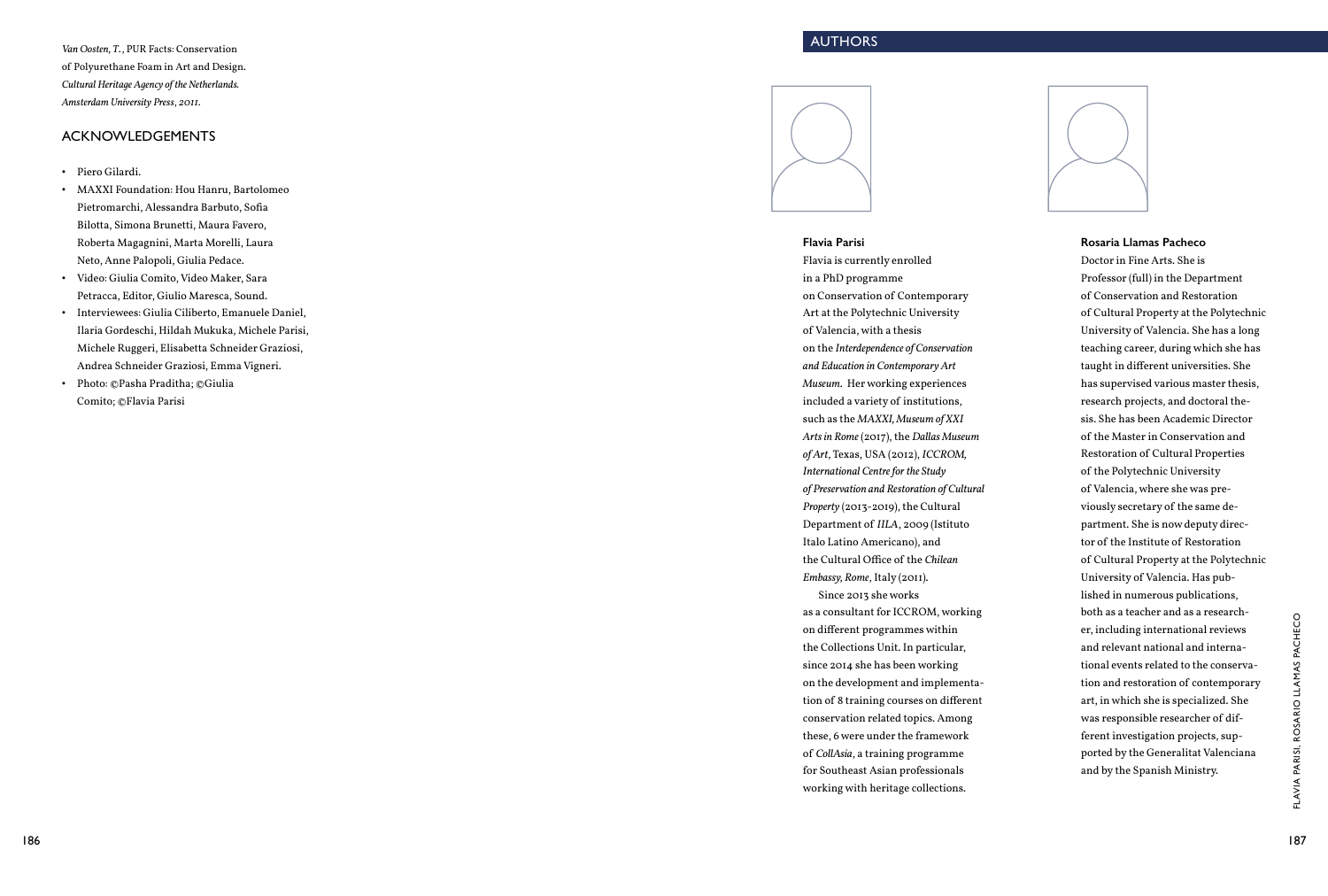*Van Oosten, T.*, PUR Facts: Conservation of Polyurethane Foam in Art and Design. *Cultural Heritage Agency of the Netherlands. Amsterdam University Press*, *2011*.

## ACKNOWLEDGEMENTS

- Piero Gilardi.
- MAXXI Foundation: Hou Hanru, Bartolomeo Pietromarchi, Alessandra Barbuto, Sofia Bilotta, Simona Brunetti, Maura Favero, Roberta Magagnini, Marta Morelli, Laura Neto, Anne Palopoli, Giulia Pedace.
- Video: Giulia Comito, Video Maker, Sara Petracca, Editor, Giulio Maresca, Sound.
- Interviewees: Giulia Ciliberto, Emanuele Daniel, Ilaria Gordeschi, Hildah Mukuka, Michele Parisi, Michele Ruggeri, Elisabetta Schneider Graziosi, Andrea Schneider Graziosi, Emma Vigneri.
- Photo: ©Pasha Praditha; ©Giulia Comito; ©Flavia Parisi

## AUTHORS

**Flavia Parisi**

Flavia is currently enrolled in a PhD programme on Conservation of Contemporary Art at the Polytechnic University of Valencia, with a thesis on the *Interdependence of Conservation and Education in Contemporary Art Museum*. Her working experiences included a variety of institutions, such as the *MAXXI, Museum of XXI Arts in Rome* (2017), the *Dallas Museum of Art*, Texas, USA (2012), *ICCROM, International Centre for the Study of Preservation and Restoration of Cultural Property* (2013-2019), the Cultural Department of *IILA*, 2009 (Istituto Italo Latino Americano), and the Cultural Office of the *Chilean Embassy, Rome*, Italy (2011).

Since 2013 she works as a consultant for ICCROM, working on different programmes within the Collections Unit. In particular, since 2014 she has been working on the development and implementation of 8 training courses on different conservation related topics. Among these, 6 were under the framework of *CollAsia*, a training programme for Southeast Asian professionals working with heritage collections.

**Rosaria Llamas Pacheco**

Doctor in Fine Arts. She is Professor (full) in the Department of Conservation and Restoration of Cultural Property at the Polytechnic University of Valencia. She has a long teaching career, during which she has taught in different universities. She has supervised various master thesis, research projects, and doctoral thesis. She has been Academic Director of the Master in Conservation and Restoration of Cultural Properties of the Polytechnic University of Valencia, where she was previously secretary of the same department. She is now deputy director of the Institute of Restoration of Cultural Property at the Polytechnic University of Valencia. Has published in numerous publications, both as a teacher and as a researcher, including international reviews and relevant national and international events related to the conservation and restoration of contemporary art, in which she is specialized. She was responsible researcher of different investigation projects, supported by the Generalitat Valenciana and by the Spanish Ministry.